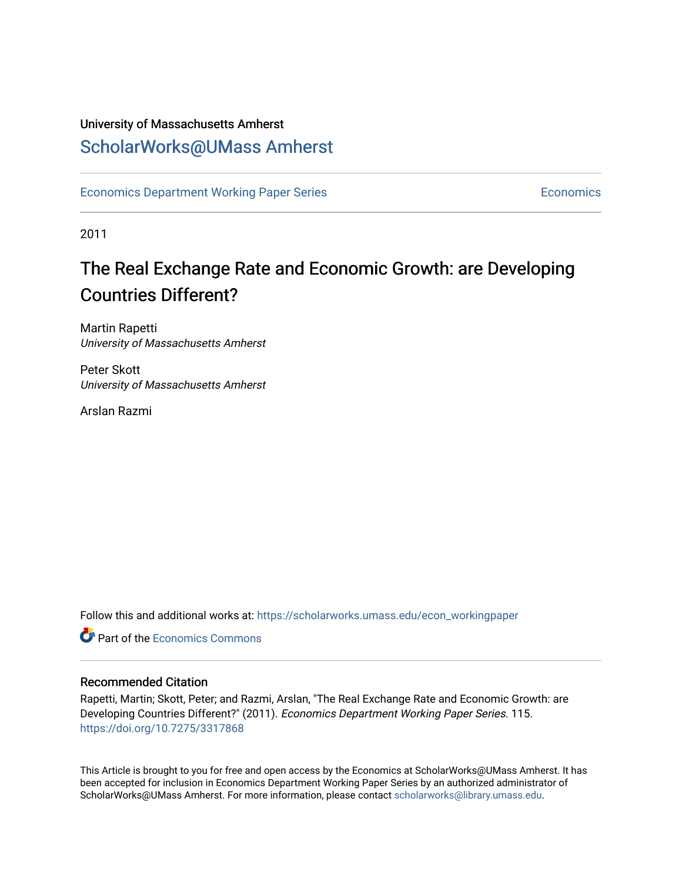University of Massachusetts Amherst

## ScholarWorks@UMass Amherst

Economics Department Working Paper Series | Economics

2011

# The Real Exchange Rate and Economic Growth: are Developing Countries Different?

Martin Rapetti
*University of Massachusetts Amherst*

Peter Skott
*University of Massachusetts Amherst*

Arslan Razmi

Follow this and additional works at: https://scholarworks.umass.edu/econ_workingpaper

Part of the Economics Commons

### Recommended Citation

Rapetti, Martin; Skott, Peter; and Razmi, Arslan, "The Real Exchange Rate and Economic Growth: are Developing Countries Different?" (2011). *Economics Department Working Paper Series*. 115.
https://doi.org/10.7275/3317868

This Article is brought to you for free and open access by the Economics at ScholarWorks@UMass Amherst. It has been accepted for inclusion in Economics Department Working Paper Series by an authorized administrator of ScholarWorks@UMass Amherst. For more information, please contact scholarworks@library.umass.edu.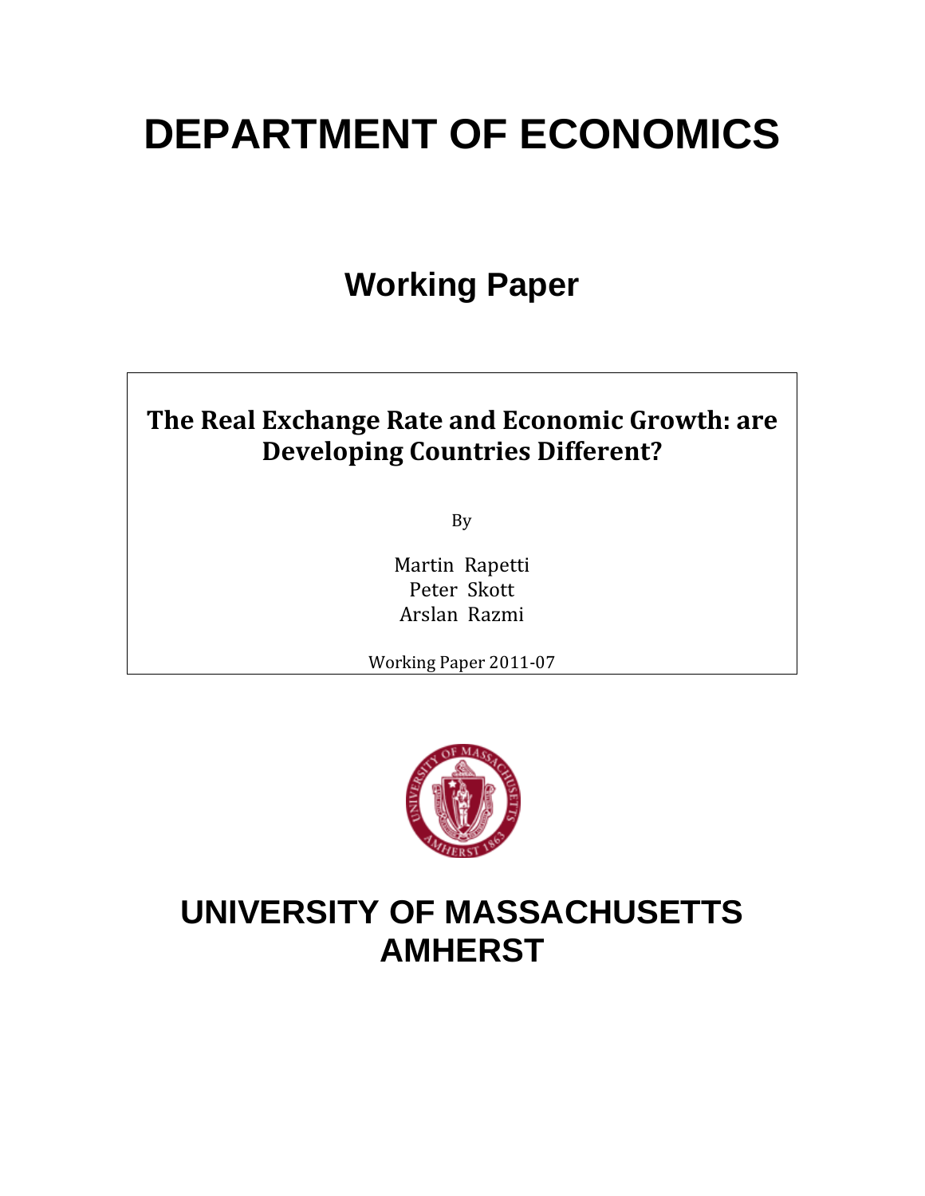# DEPARTMENT OF ECONOMICS

## Working Paper

**The Real Exchange Rate and Economic Growth: are Developing Countries Different?**

By

Martin Rapetti
Peter Skott
Arslan Razmi

Working Paper 2011-07

# UNIVERSITY OF MASSACHUSETTS AMHERST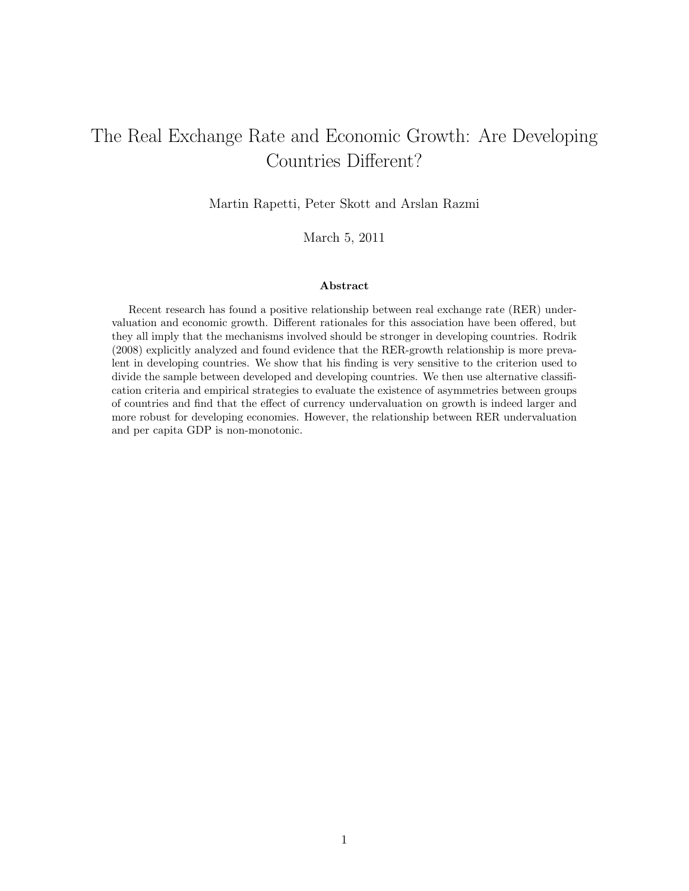# The Real Exchange Rate and Economic Growth: Are Developing Countries Different?

Martin Rapetti, Peter Skott and Arslan Razmi

March 5, 2011

### Abstract

Recent research has found a positive relationship between real exchange rate (RER) undervaluation and economic growth. Different rationales for this association have been offered, but they all imply that the mechanisms involved should be stronger in developing countries. Rodrik (2008) explicitly analyzed and found evidence that the RER-growth relationship is more prevalent in developing countries. We show that his finding is very sensitive to the criterion used to divide the sample between developed and developing countries. We then use alternative classification criteria and empirical strategies to evaluate the existence of asymmetries between groups of countries and find that the effect of currency undervaluation on growth is indeed larger and more robust for developing economies. However, the relationship between RER undervaluation and per capita GDP is non-monotonic.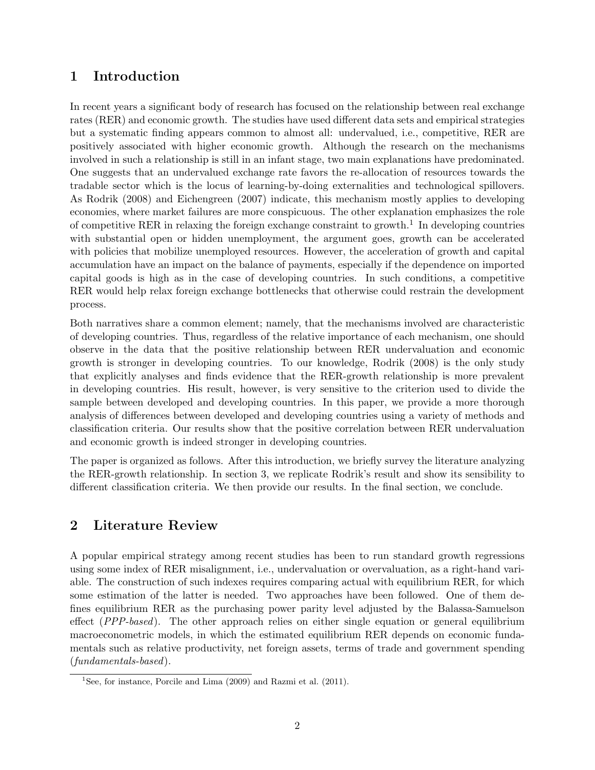## 1 Introduction

In recent years a significant body of research has focused on the relationship between real exchange rates (RER) and economic growth. The studies have used different data sets and empirical strategies but a systematic finding appears common to almost all: undervalued, i.e., competitive, RER are positively associated with higher economic growth. Although the research on the mechanisms involved in such a relationship is still in an infant stage, two main explanations have predominated. One suggests that an undervalued exchange rate favors the re-allocation of resources towards the tradable sector which is the locus of learning-by-doing externalities and technological spillovers. As Rodrik (2008) and Eichengreen (2007) indicate, this mechanism mostly applies to developing economies, where market failures are more conspicuous. The other explanation emphasizes the role of competitive RER in relaxing the foreign exchange constraint to growth.[1] In developing countries with substantial open or hidden unemployment, the argument goes, growth can be accelerated with policies that mobilize unemployed resources. However, the acceleration of growth and capital accumulation have an impact on the balance of payments, especially if the dependence on imported capital goods is high as in the case of developing countries. In such conditions, a competitive RER would help relax foreign exchange bottlenecks that otherwise could restrain the development process.

Both narratives share a common element; namely, that the mechanisms involved are characteristic of developing countries. Thus, regardless of the relative importance of each mechanism, one should observe in the data that the positive relationship between RER undervaluation and economic growth is stronger in developing countries. To our knowledge, Rodrik (2008) is the only study that explicitly analyses and finds evidence that the RER-growth relationship is more prevalent in developing countries. His result, however, is very sensitive to the criterion used to divide the sample between developed and developing countries. In this paper, we provide a more thorough analysis of differences between developed and developing countries using a variety of methods and classification criteria. Our results show that the positive correlation between RER undervaluation and economic growth is indeed stronger in developing countries.

The paper is organized as follows. After this introduction, we briefly survey the literature analyzing the RER-growth relationship. In section 3, we replicate Rodrik's result and show its sensibility to different classification criteria. We then provide our results. In the final section, we conclude.

## 2 Literature Review

A popular empirical strategy among recent studies has been to run standard growth regressions using some index of RER misalignment, i.e., undervaluation or overvaluation, as a right-hand variable. The construction of such indexes requires comparing actual with equilibrium RER, for which some estimation of the latter is needed. Two approaches have been followed. One of them defines equilibrium RER as the purchasing power parity level adjusted by the Balassa-Samuelson effect (*PPP-based*). The other approach relies on either single equation or general equilibrium macroeconometric models, in which the estimated equilibrium RER depends on economic fundamentals such as relative productivity, net foreign assets, terms of trade and government spending (*fundamentals-based*).

[1] See, for instance, Porcile and Lima (2009) and Razmi et al. (2011).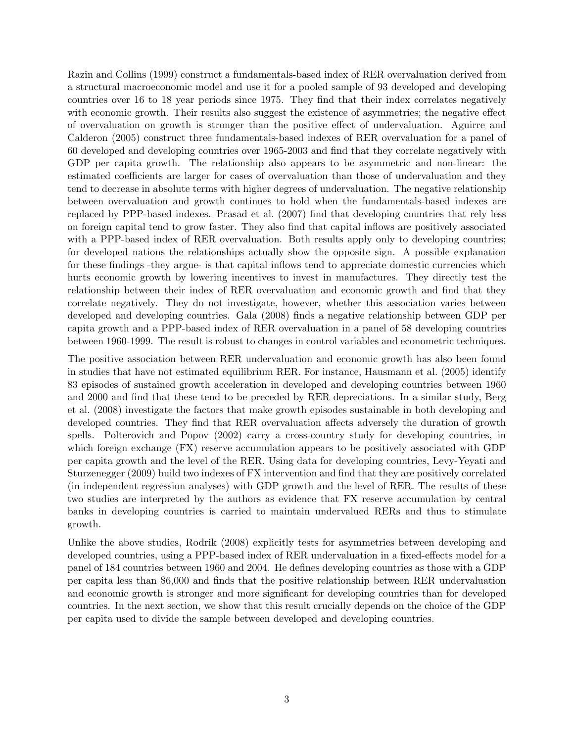Razin and Collins (1999) construct a fundamentals-based index of RER overvaluation derived from a structural macroeconomic model and use it for a pooled sample of 93 developed and developing countries over 16 to 18 year periods since 1975. They find that their index correlates negatively with economic growth. Their results also suggest the existence of asymmetries; the negative effect of overvaluation on growth is stronger than the positive effect of undervaluation. Aguirre and Calderon (2005) construct three fundamentals-based indexes of RER overvaluation for a panel of 60 developed and developing countries over 1965-2003 and find that they correlate negatively with GDP per capita growth. The relationship also appears to be asymmetric and non-linear: the estimated coefficients are larger for cases of overvaluation than those of undervaluation and they tend to decrease in absolute terms with higher degrees of undervaluation. The negative relationship between overvaluation and growth continues to hold when the fundamentals-based indexes are replaced by PPP-based indexes. Prasad et al. (2007) find that developing countries that rely less on foreign capital tend to grow faster. They also find that capital inflows are positively associated with a PPP-based index of RER overvaluation. Both results apply only to developing countries; for developed nations the relationships actually show the opposite sign. A possible explanation for these findings -they argue- is that capital inflows tend to appreciate domestic currencies which hurts economic growth by lowering incentives to invest in manufactures. They directly test the relationship between their index of RER overvaluation and economic growth and find that they correlate negatively. They do not investigate, however, whether this association varies between developed and developing countries. Gala (2008) finds a negative relationship between GDP per capita growth and a PPP-based index of RER overvaluation in a panel of 58 developing countries between 1960-1999. The result is robust to changes in control variables and econometric techniques.

The positive association between RER undervaluation and economic growth has also been found in studies that have not estimated equilibrium RER. For instance, Hausmann et al. (2005) identify 83 episodes of sustained growth acceleration in developed and developing countries between 1960 and 2000 and find that these tend to be preceded by RER depreciations. In a similar study, Berg et al. (2008) investigate the factors that make growth episodes sustainable in both developing and developed countries. They find that RER overvaluation affects adversely the duration of growth spells. Polterovich and Popov (2002) carry a cross-country study for developing countries, in which foreign exchange (FX) reserve accumulation appears to be positively associated with GDP per capita growth and the level of the RER. Using data for developing countries, Levy-Yeyati and Sturzenegger (2009) build two indexes of FX intervention and find that they are positively correlated (in independent regression analyses) with GDP growth and the level of RER. The results of these two studies are interpreted by the authors as evidence that FX reserve accumulation by central banks in developing countries is carried to maintain undervalued RERs and thus to stimulate growth.

Unlike the above studies, Rodrik (2008) explicitly tests for asymmetries between developing and developed countries, using a PPP-based index of RER undervaluation in a fixed-effects model for a panel of 184 countries between 1960 and 2004. He defines developing countries as those with a GDP per capita less than $6,000 and finds that the positive relationship between RER undervaluation and economic growth is stronger and more significant for developing countries than for developed countries. In the next section, we show that this result crucially depends on the choice of the GDP per capita used to divide the sample between developed and developing countries.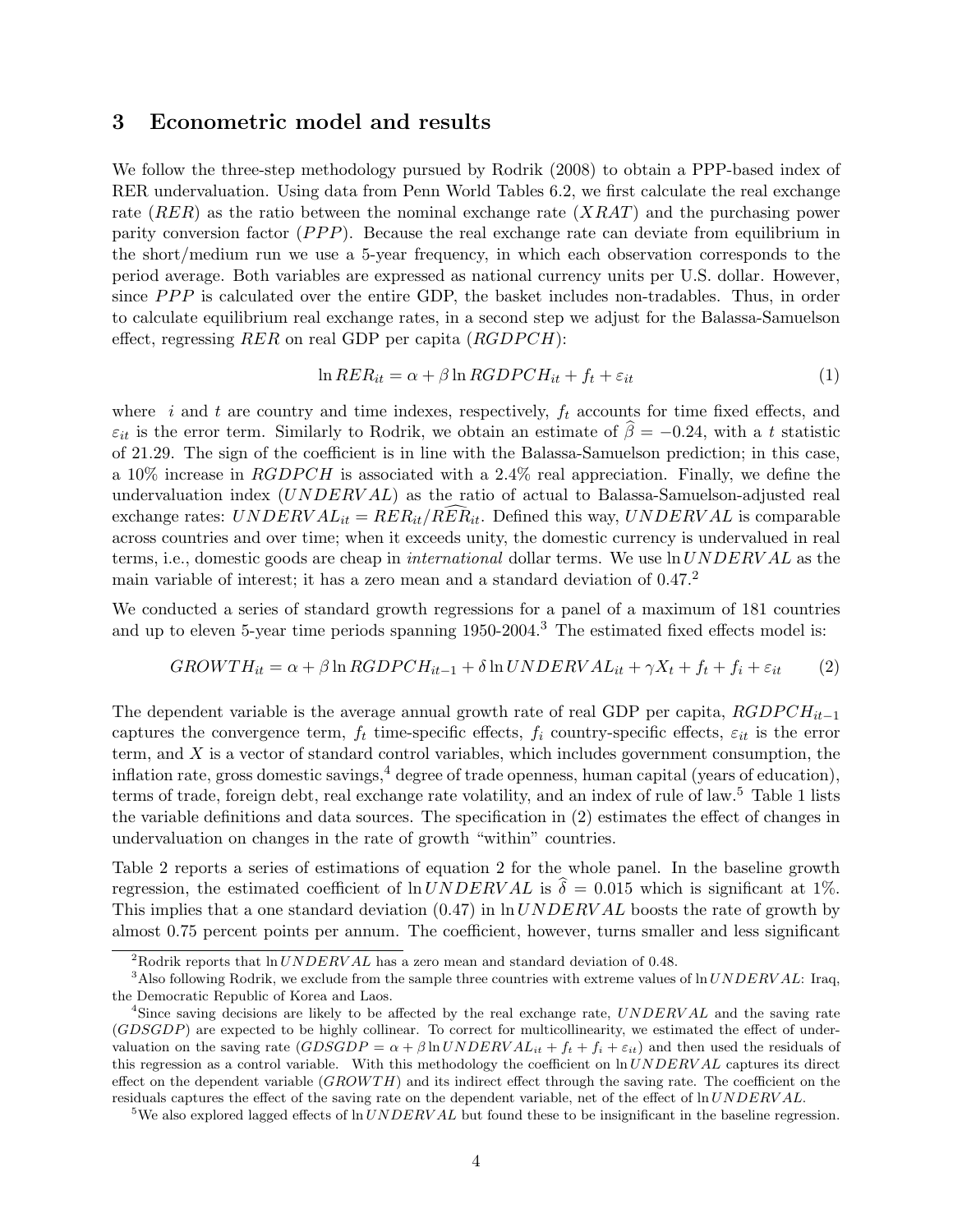## 3 Econometric model and results

We follow the three-step methodology pursued by Rodrik (2008) to obtain a PPP-based index of RER undervaluation. Using data from Penn World Tables 6.2, we first calculate the real exchange rate ($RER$) as the ratio between the nominal exchange rate ($XRAT$) and the purchasing power parity conversion factor ($PPP$). Because the real exchange rate can deviate from equilibrium in the short/medium run we use a 5-year frequency, in which each observation corresponds to the period average. Both variables are expressed as national currency units per U.S. dollar. However, since $PPP$ is calculated over the entire GDP, the basket includes non-tradables. Thus, in order to calculate equilibrium real exchange rates, in a second step we adjust for the Balassa-Samuelson effect, regressing $RER$ on real GDP per capita ($RGDPCH$):

$$\ln RER_{it} = \alpha + \beta \ln RGDPCH_{it} + f_t + \varepsilon_{it} \tag{1}$$

where $i$ and $t$ are country and time indexes, respectively, $f_t$ accounts for time fixed effects, and $\varepsilon_{it}$ is the error term. Similarly to Rodrik, we obtain an estimate of $\widehat{\beta} = -0.24$, with a $t$ statistic of 21.29. The sign of the coefficient is in line with the Balassa-Samuelson prediction; in this case, a 10% increase in $RGDPCH$ is associated with a 2.4% real appreciation. Finally, we define the undervaluation index ($UNDERVAL$) as the ratio of actual to Balassa-Samuelson-adjusted real exchange rates: $UNDERVAL_{it} = RER_{it}/\widehat{RER}_{it}$. Defined this way, $UNDERVAL$ is comparable across countries and over time; when it exceeds unity, the domestic currency is undervalued in real terms, i.e., domestic goods are cheap in *international* dollar terms. We use $\ln UNDERVAL$ as the main variable of interest; it has a zero mean and a standard deviation of 0.47.[2]

We conducted a series of standard growth regressions for a panel of a maximum of 181 countries and up to eleven 5-year time periods spanning 1950-2004.[3] The estimated fixed effects model is:

$$GROWTH_{it} = \alpha + \beta \ln RGDPCH_{it-1} + \delta \ln UNDERVAL_{it} + \gamma X_t + f_t + f_i + \varepsilon_{it} \tag{2}$$

The dependent variable is the average annual growth rate of real GDP per capita, $RGDPCH_{it-1}$ captures the convergence term, $f_t$ time-specific effects, $f_i$ country-specific effects, $\varepsilon_{it}$ is the error term, and $X$ is a vector of standard control variables, which includes government consumption, the inflation rate, gross domestic savings,[4] degree of trade openness, human capital (years of education), terms of trade, foreign debt, real exchange rate volatility, and an index of rule of law.[5] Table 1 lists the variable definitions and data sources. The specification in (2) estimates the effect of changes in undervaluation on changes in the rate of growth "within" countries.

Table 2 reports a series of estimations of equation 2 for the whole panel. In the baseline growth regression, the estimated coefficient of $\ln UNDERVAL$ is $\widehat{\delta} = 0.015$ which is significant at 1%. This implies that a one standard deviation (0.47) in $\ln UNDERVAL$ boosts the rate of growth by almost 0.75 percent points per annum. The coefficient, however, turns smaller and less significant

---

[2] Rodrik reports that $\ln UNDERVAL$ has a zero mean and standard deviation of 0.48.

[3] Also following Rodrik, we exclude from the sample three countries with extreme values of $\ln UNDERVAL$: Iraq, the Democratic Republic of Korea and Laos.

[4] Since saving decisions are likely to be affected by the real exchange rate, $UNDERVAL$ and the saving rate ($GDSGDP$) are expected to be highly collinear. To correct for multicollinearity, we estimated the effect of undervaluation on the saving rate ($GDSGDP = \alpha + \beta \ln UNDERVAL_{it} + f_t + f_i + \varepsilon_{it}$) and then used the residuals of this regression as a control variable. With this methodology the coefficient on $\ln UNDERVAL$ captures its direct effect on the dependent variable ($GROWTH$) and its indirect effect through the saving rate. The coefficient on the residuals captures the effect of the saving rate on the dependent variable, net of the effect of $\ln UNDERVAL$.

[5] We also explored lagged effects of $\ln UNDERVAL$ but found these to be insignificant in the baseline regression.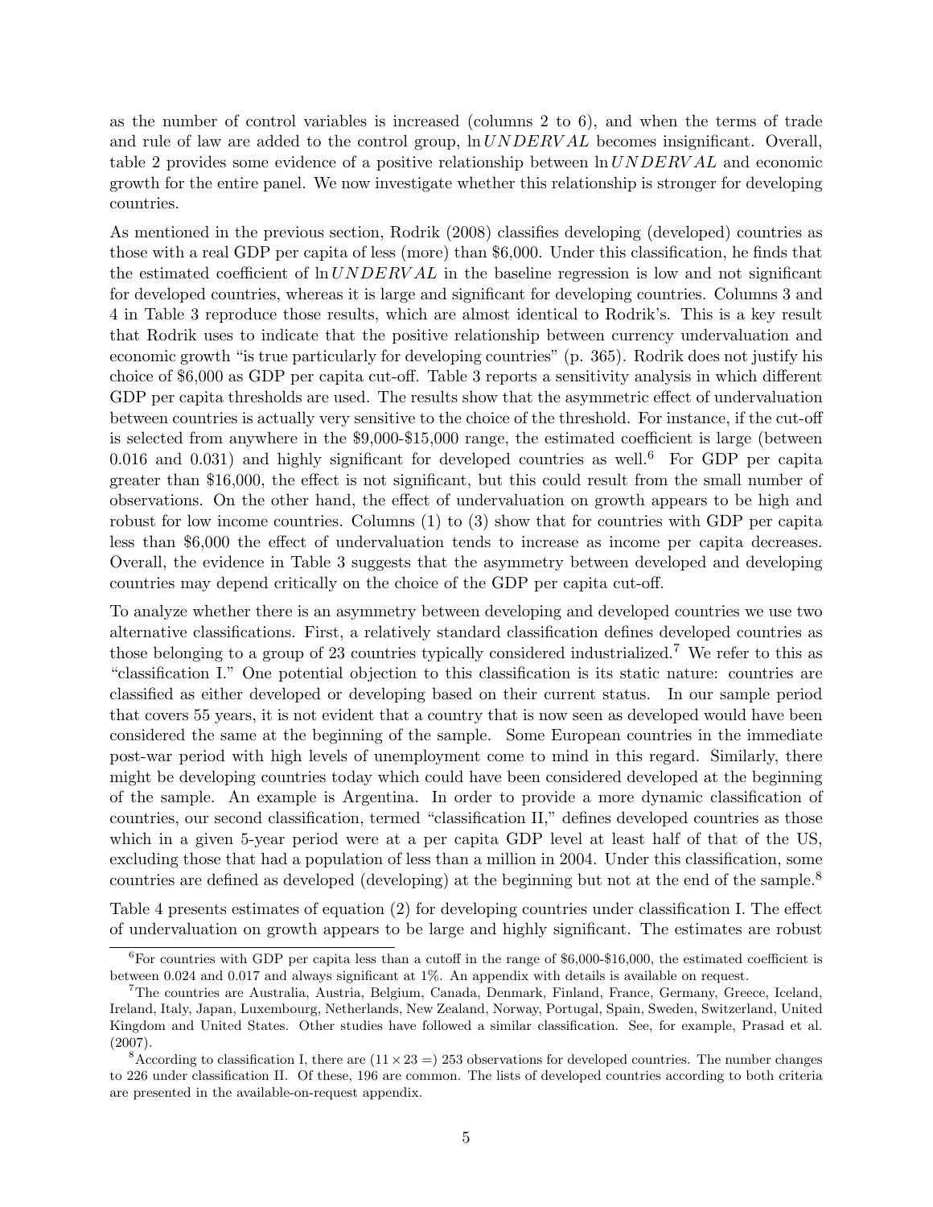as the number of control variables is increased (columns 2 to 6), and when the terms of trade and rule of law are added to the control group, $\ln UNDERVAL$ becomes insignificant. Overall, table 2 provides some evidence of a positive relationship between $\ln UNDERVAL$ and economic growth for the entire panel. We now investigate whether this relationship is stronger for developing countries.

As mentioned in the previous section, Rodrik (2008) classifies developing (developed) countries as those with a real GDP per capita of less (more) than \$6,000. Under this classification, he finds that the estimated coefficient of $\ln UNDERVAL$ in the baseline regression is low and not significant for developed countries, whereas it is large and significant for developing countries. Columns 3 and 4 in Table 3 reproduce those results, which are almost identical to Rodrik's. This is a key result that Rodrik uses to indicate that the positive relationship between currency undervaluation and economic growth "is true particularly for developing countries" (p. 365). Rodrik does not justify his choice of \$6,000 as GDP per capita cut-off. Table 3 reports a sensitivity analysis in which different GDP per capita thresholds are used. The results show that the asymmetric effect of undervaluation between countries is actually very sensitive to the choice of the threshold. For instance, if the cut-off is selected from anywhere in the \$9,000-\$15,000 range, the estimated coefficient is large (between 0.016 and 0.031) and highly significant for developed countries as well.[6] For GDP per capita greater than \$16,000, the effect is not significant, but this could result from the small number of observations. On the other hand, the effect of undervaluation on growth appears to be high and robust for low income countries. Columns (1) to (3) show that for countries with GDP per capita less than \$6,000 the effect of undervaluation tends to increase as income per capita decreases. Overall, the evidence in Table 3 suggests that the asymmetry between developed and developing countries may depend critically on the choice of the GDP per capita cut-off.

To analyze whether there is an asymmetry between developing and developed countries we use two alternative classifications. First, a relatively standard classification defines developed countries as those belonging to a group of 23 countries typically considered industrialized.[7] We refer to this as "classification I." One potential objection to this classification is its static nature: countries are classified as either developed or developing based on their current status. In our sample period that covers 55 years, it is not evident that a country that is now seen as developed would have been considered the same at the beginning of the sample. Some European countries in the immediate post-war period with high levels of unemployment come to mind in this regard. Similarly, there might be developing countries today which could have been considered developed at the beginning of the sample. An example is Argentina. In order to provide a more dynamic classification of countries, our second classification, termed "classification II," defines developed countries as those which in a given 5-year period were at a per capita GDP level at least half of that of the US, excluding those that had a population of less than a million in 2004. Under this classification, some countries are defined as developed (developing) at the beginning but not at the end of the sample.[8]

Table 4 presents estimates of equation (2) for developing countries under classification I. The effect of undervaluation on growth appears to be large and highly significant. The estimates are robust

[6] For countries with GDP per capita less than a cutoff in the range of \$6,000-\$16,000, the estimated coefficient is between 0.024 and 0.017 and always significant at 1%. An appendix with details is available on request.

[7] The countries are Australia, Austria, Belgium, Canada, Denmark, Finland, France, Germany, Greece, Iceland, Ireland, Italy, Japan, Luxembourg, Netherlands, New Zealand, Norway, Portugal, Spain, Sweden, Switzerland, United Kingdom and United States. Other studies have followed a similar classification. See, for example, Prasad et al. (2007).

[8] According to classification I, there are $(11 \times 23 =)$ 253 observations for developed countries. The number changes to 226 under classification II. Of these, 196 are common. The lists of developed countries according to both criteria are presented in the available-on-request appendix.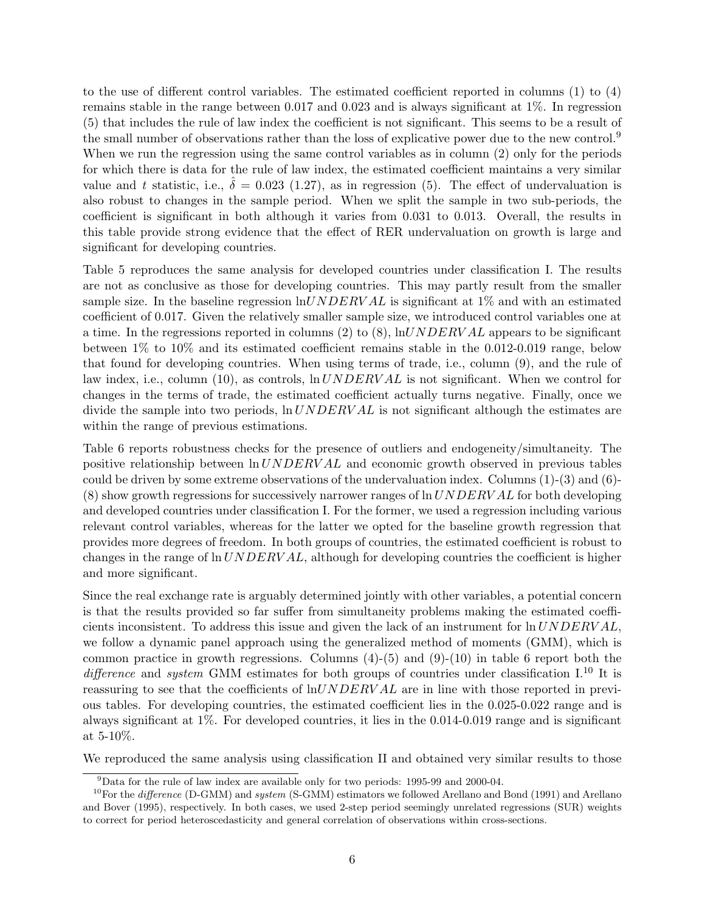to the use of different control variables. The estimated coefficient reported in columns (1) to (4) remains stable in the range between 0.017 and 0.023 and is always significant at 1%. In regression (5) that includes the rule of law index the coefficient is not significant. This seems to be a result of the small number of observations rather than the loss of explicative power due to the new control.[9] When we run the regression using the same control variables as in column (2) only for the periods for which there is data for the rule of law index, the estimated coefficient maintains a very similar value and $t$ statistic, i.e., $\hat{\delta} = 0.023$ (1.27), as in regression (5). The effect of undervaluation is also robust to changes in the sample period. When we split the sample in two sub-periods, the coefficient is significant in both although it varies from 0.031 to 0.013. Overall, the results in this table provide strong evidence that the effect of RER undervaluation on growth is large and significant for developing countries.

Table 5 reproduces the same analysis for developed countries under classification I. The results are not as conclusive as those for developing countries. This may partly result from the smaller sample size. In the baseline regression $\ln UNDERVAL$ is significant at 1% and with an estimated coefficient of 0.017. Given the relatively smaller sample size, we introduced control variables one at a time. In the regressions reported in columns (2) to (8), $\ln UNDERVAL$ appears to be significant between 1% to 10% and its estimated coefficient remains stable in the 0.012-0.019 range, below that found for developing countries. When using terms of trade, i.e., column (9), and the rule of law index, i.e., column (10), as controls, $\ln UNDERVAL$ is not significant. When we control for changes in the terms of trade, the estimated coefficient actually turns negative. Finally, once we divide the sample into two periods, $\ln UNDERVAL$ is not significant although the estimates are within the range of previous estimations.

Table 6 reports robustness checks for the presence of outliers and endogeneity/simultaneity. The positive relationship between $\ln UNDERVAL$ and economic growth observed in previous tables could be driven by some extreme observations of the undervaluation index. Columns (1)-(3) and (6)-(8) show growth regressions for successively narrower ranges of $\ln UNDERVAL$ for both developing and developed countries under classification I. For the former, we used a regression including various relevant control variables, whereas for the latter we opted for the baseline growth regression that provides more degrees of freedom. In both groups of countries, the estimated coefficient is robust to changes in the range of $\ln UNDERVAL$, although for developing countries the coefficient is higher and more significant.

Since the real exchange rate is arguably determined jointly with other variables, a potential concern is that the results provided so far suffer from simultaneity problems making the estimated coefficients inconsistent. To address this issue and given the lack of an instrument for $\ln UNDERVAL$, we follow a dynamic panel approach using the generalized method of moments (GMM), which is common practice in growth regressions. Columns (4)-(5) and (9)-(10) in table 6 report both the *difference* and *system* GMM estimates for both groups of countries under classification I.[10] It is reassuring to see that the coefficients of $\ln UNDERVAL$ are in line with those reported in previous tables. For developing countries, the estimated coefficient lies in the 0.025-0.022 range and is always significant at 1%. For developed countries, it lies in the 0.014-0.019 range and is significant at 5-10%.

We reproduced the same analysis using classification II and obtained very similar results to those

[9] Data for the rule of law index are available only for two periods: 1995-99 and 2000-04.

[10] For the *difference* (D-GMM) and *system* (S-GMM) estimators we followed Arellano and Bond (1991) and Arellano and Bover (1995), respectively. In both cases, we used 2-step period seemingly unrelated regressions (SUR) weights to correct for period heteroscedasticity and general correlation of observations within cross-sections.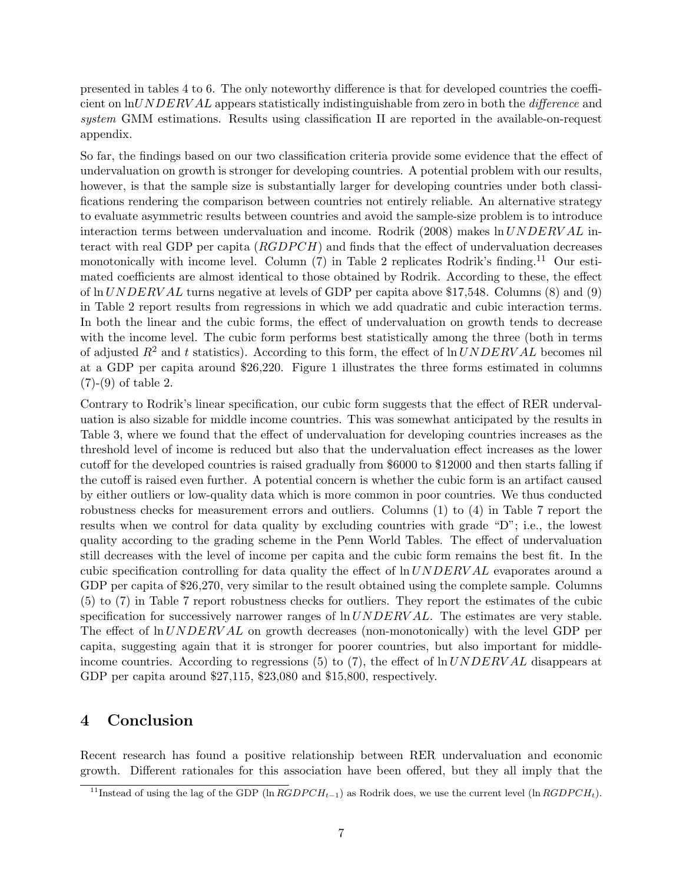presented in tables 4 to 6. The only noteworthy difference is that for developed countries the coefficient on $\ln UNDERVAL$ appears statistically indistinguishable from zero in both the *difference* and *system* GMM estimations. Results using classification II are reported in the available-on-request appendix.

So far, the findings based on our two classification criteria provide some evidence that the effect of undervaluation on growth is stronger for developing countries. A potential problem with our results, however, is that the sample size is substantially larger for developing countries under both classifications rendering the comparison between countries not entirely reliable. An alternative strategy to evaluate asymmetric results between countries and avoid the sample-size problem is to introduce interaction terms between undervaluation and income. Rodrik (2008) makes $\ln UNDERVAL$ interact with real GDP per capita ($RGDPCH$) and finds that the effect of undervaluation decreases monotonically with income level. Column (7) in Table 2 replicates Rodrik's finding.[11] Our estimated coefficients are almost identical to those obtained by Rodrik. According to these, the effect of $\ln UNDERVAL$ turns negative at levels of GDP per capita above \$17,548. Columns (8) and (9) in Table 2 report results from regressions in which we add quadratic and cubic interaction terms. In both the linear and the cubic forms, the effect of undervaluation on growth tends to decrease with the income level. The cubic form performs best statistically among the three (both in terms of adjusted $R^2$ and $t$ statistics). According to this form, the effect of $\ln UNDERVAL$ becomes nil at a GDP per capita around \$26,220. Figure 1 illustrates the three forms estimated in columns (7)-(9) of table 2.

Contrary to Rodrik's linear specification, our cubic form suggests that the effect of RER undervaluation is also sizable for middle income countries. This was somewhat anticipated by the results in Table 3, where we found that the effect of undervaluation for developing countries increases as the threshold level of income is reduced but also that the undervaluation effect increases as the lower cutoff for the developed countries is raised gradually from \$6000 to \$12000 and then starts falling if the cutoff is raised even further. A potential concern is whether the cubic form is an artifact caused by either outliers or low-quality data which is more common in poor countries. We thus conducted robustness checks for measurement errors and outliers. Columns (1) to (4) in Table 7 report the results when we control for data quality by excluding countries with grade "D"; i.e., the lowest quality according to the grading scheme in the Penn World Tables. The effect of undervaluation still decreases with the level of income per capita and the cubic form remains the best fit. In the cubic specification controlling for data quality the effect of $\ln UNDERVAL$ evaporates around a GDP per capita of \$26,270, very similar to the result obtained using the complete sample. Columns (5) to (7) in Table 7 report robustness checks for outliers. They report the estimates of the cubic specification for successively narrower ranges of $\ln UNDERVAL$. The estimates are very stable. The effect of $\ln UNDERVAL$ on growth decreases (non-monotonically) with the level GDP per capita, suggesting again that it is stronger for poorer countries, but also important for middle-income countries. According to regressions (5) to (7), the effect of $\ln UNDERVAL$ disappears at GDP per capita around \$27,115, \$23,080 and \$15,800, respectively.

## 4 Conclusion

Recent research has found a positive relationship between RER undervaluation and economic growth. Different rationales for this association have been offered, but they all imply that the

[11] Instead of using the lag of the GDP ($\ln RGDPCH_{t-1}$) as Rodrik does, we use the current level ($\ln RGDPCH_t$).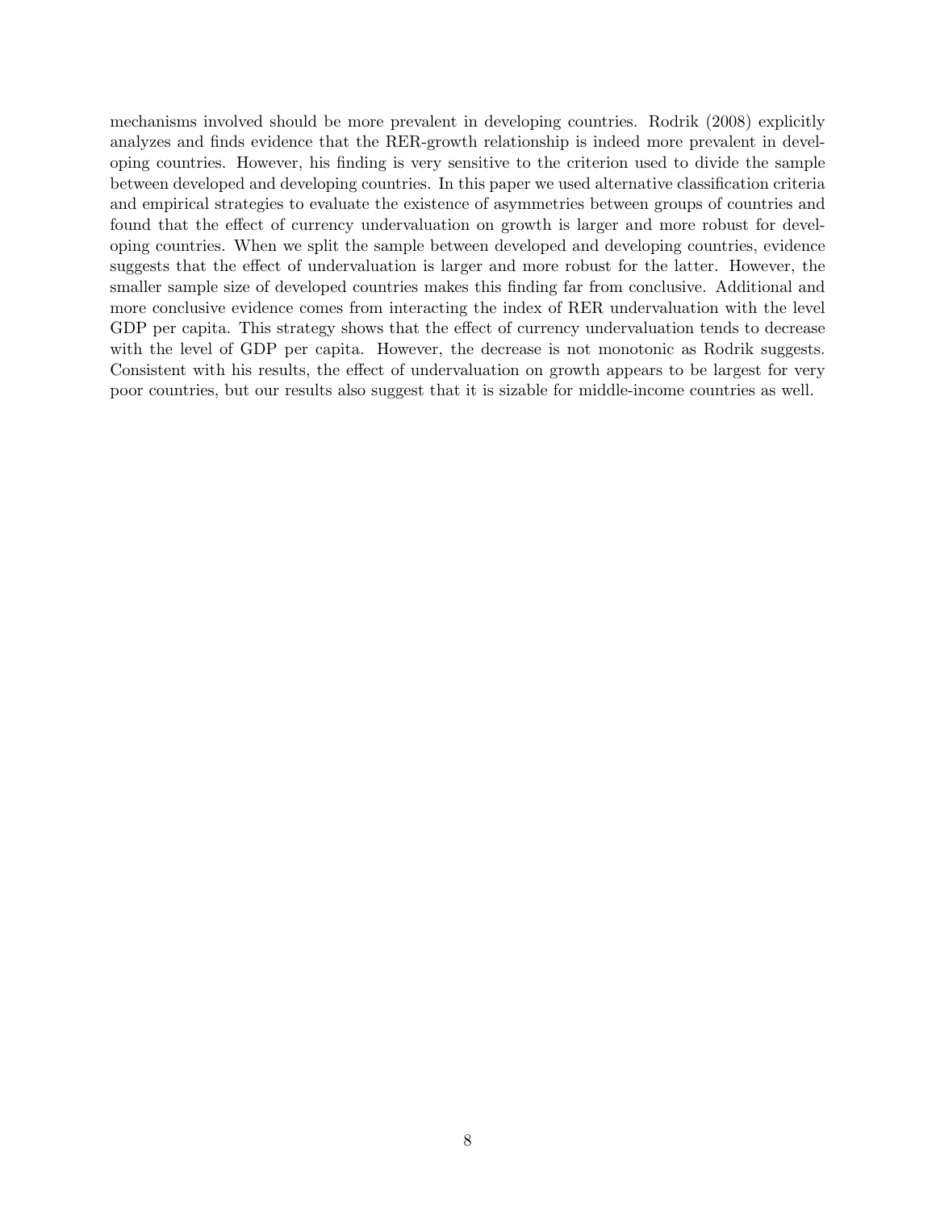mechanisms involved should be more prevalent in developing countries. Rodrik (2008) explicitly analyzes and finds evidence that the RER-growth relationship is indeed more prevalent in developing countries. However, his finding is very sensitive to the criterion used to divide the sample between developed and developing countries. In this paper we used alternative classification criteria and empirical strategies to evaluate the existence of asymmetries between groups of countries and found that the effect of currency undervaluation on growth is larger and more robust for developing countries. When we split the sample between developed and developing countries, evidence suggests that the effect of undervaluation is larger and more robust for the latter. However, the smaller sample size of developed countries makes this finding far from conclusive. Additional and more conclusive evidence comes from interacting the index of RER undervaluation with the level GDP per capita. This strategy shows that the effect of currency undervaluation tends to decrease with the level of GDP per capita. However, the decrease is not monotonic as Rodrik suggests. Consistent with his results, the effect of undervaluation on growth appears to be largest for very poor countries, but our results also suggest that it is sizable for middle-income countries as well.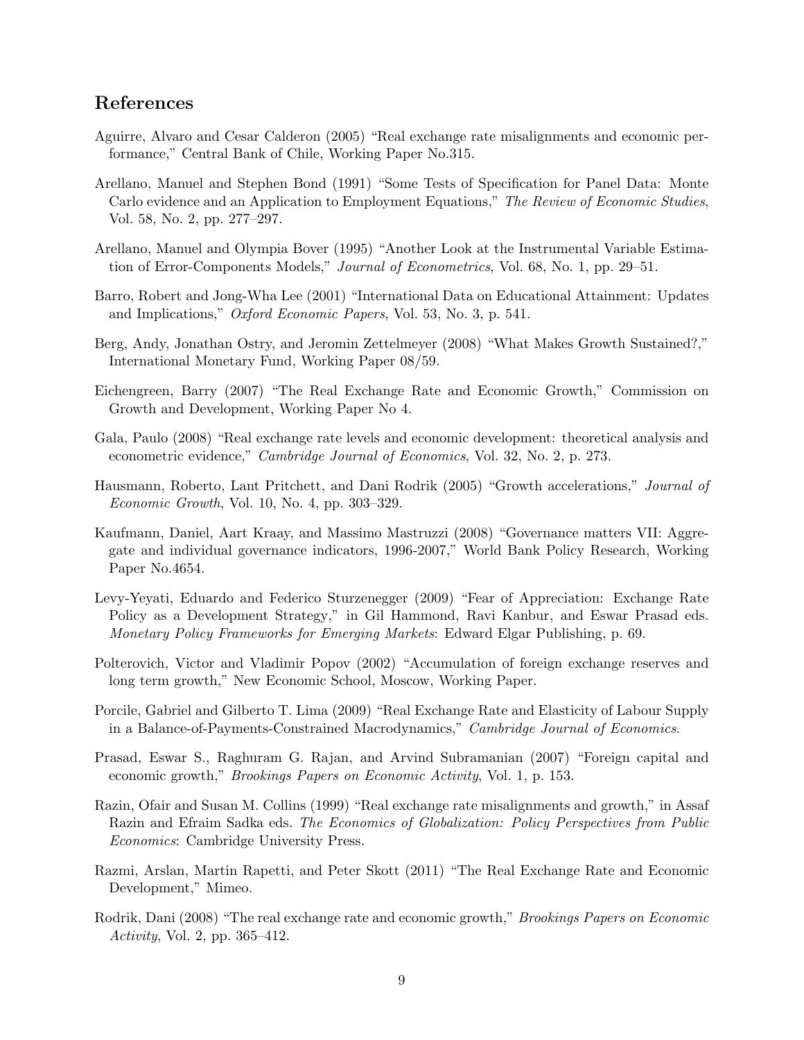## References

Aguirre, Alvaro and Cesar Calderon (2005) "Real exchange rate misalignments and economic performance," Central Bank of Chile, Working Paper No.315.

Arellano, Manuel and Stephen Bond (1991) "Some Tests of Specification for Panel Data: Monte Carlo evidence and an Application to Employment Equations," *The Review of Economic Studies*, Vol. 58, No. 2, pp. 277–297.

Arellano, Manuel and Olympia Bover (1995) "Another Look at the Instrumental Variable Estimation of Error-Components Models," *Journal of Econometrics*, Vol. 68, No. 1, pp. 29–51.

Barro, Robert and Jong-Wha Lee (2001) "International Data on Educational Attainment: Updates and Implications," *Oxford Economic Papers*, Vol. 53, No. 3, p. 541.

Berg, Andy, Jonathan Ostry, and Jeromin Zettelmeyer (2008) "What Makes Growth Sustained?," International Monetary Fund, Working Paper 08/59.

Eichengreen, Barry (2007) "The Real Exchange Rate and Economic Growth," Commission on Growth and Development, Working Paper No 4.

Gala, Paulo (2008) "Real exchange rate levels and economic development: theoretical analysis and econometric evidence," *Cambridge Journal of Economics*, Vol. 32, No. 2, p. 273.

Hausmann, Roberto, Lant Pritchett, and Dani Rodrik (2005) "Growth accelerations," *Journal of Economic Growth*, Vol. 10, No. 4, pp. 303–329.

Kaufmann, Daniel, Aart Kraay, and Massimo Mastruzzi (2008) "Governance matters VII: Aggregate and individual governance indicators, 1996-2007," World Bank Policy Research, Working Paper No.4654.

Levy-Yeyati, Eduardo and Federico Sturzenegger (2009) "Fear of Appreciation: Exchange Rate Policy as a Development Strategy," in Gil Hammond, Ravi Kanbur, and Eswar Prasad eds. *Monetary Policy Frameworks for Emerging Markets*: Edward Elgar Publishing, p. 69.

Polterovich, Victor and Vladimir Popov (2002) "Accumulation of foreign exchange reserves and long term growth," New Economic School, Moscow, Working Paper.

Porcile, Gabriel and Gilberto T. Lima (2009) "Real Exchange Rate and Elasticity of Labour Supply in a Balance-of-Payments-Constrained Macrodynamics," *Cambridge Journal of Economics*.

Prasad, Eswar S., Raghuram G. Rajan, and Arvind Subramanian (2007) "Foreign capital and economic growth," *Brookings Papers on Economic Activity*, Vol. 1, p. 153.

Razin, Ofair and Susan M. Collins (1999) "Real exchange rate misalignments and growth," in Assaf Razin and Efraim Sadka eds. *The Economics of Globalization: Policy Perspectives from Public Economics*: Cambridge University Press.

Razmi, Arslan, Martin Rapetti, and Peter Skott (2011) "The Real Exchange Rate and Economic Development," Mimeo.

Rodrik, Dani (2008) "The real exchange rate and economic growth," *Brookings Papers on Economic Activity*, Vol. 2, pp. 365–412.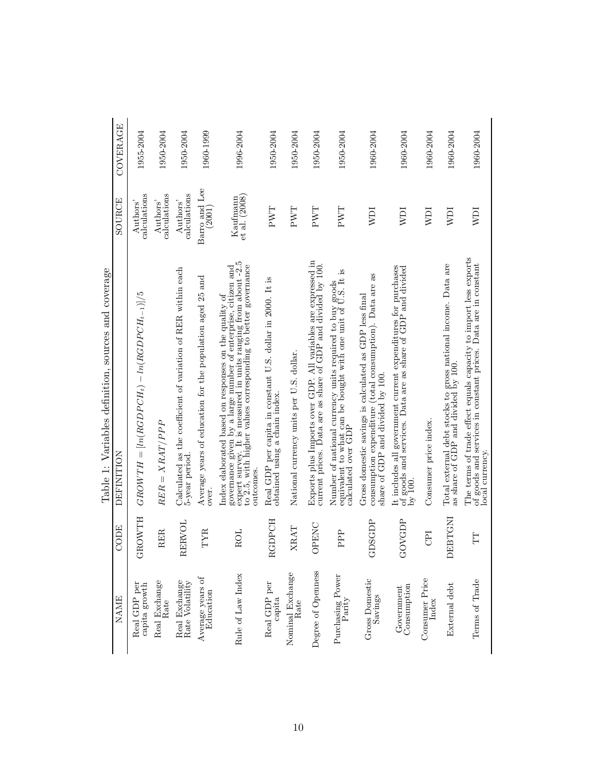Table 1: Variables definition, sources and coverage

| NAME | CODE | DEFINITION | SOURCE | COVERAGE |
|---|---|---|---|---|
| Real GDP per capita growth | GROWTH | $GROWTH = [ln(RGDPCH_t) - ln(RGDPCH_{t-1})]/5$ | Authors' calculations | 1955-2004 |
| Real Exchange Rate | RER | $RER = XRAT/PPP$ | Authors' calculations | 1950-2004 |
| Real Exchange Rate Volatility | RERVOL | Calculated as the coefficient of variation of RER within each 5-year period. | Authors' calculations | 1950-2004 |
| Average years of Education | TYR | Average years of education for the population aged 25 and over. | Barro and Lee (2001) | 1960-1999 |
| Rule of Law Index | ROL | Index elaborated based on responses on the quality of governance given by a large number of enterprise, citizen and expert survey. It is measured in units ranging from about -2.5 to 2.5, with higher values corresponding to better governance outcomes. | Kaufmann et al. (2008) | 1996-2004 |
| Real GDP per capita | RGDPCH | Real GDP per capita in constant U.S. dollar in 2000. It is obtained using a chain index. | PWT | 1950-2004 |
| Nominal Exchange Rate | XRAT | National currency units per U.S. dollar. | PWT | 1950-2004 |
| Degree of Openness | OPENC | Exports plus Imports over GDP. All variables are expressed in current prices. Data are as share of GDP and divided by 100. | PWT | 1950-2004 |
| Purchasing Power Parity | PPP | Number of national currency units required to buy goods equivalent to what can be bought with one unit of U.S. It is calculated over GDP | PWT | 1950-2004 |
| Gross Domestic Savings | GDSGDP | Gross domestic savings is calculated as GDP less final consumption expenditure (total consumption). Data are as share of GDP and divided by 100. | WDI | 1960-2004 |
| Government Consumption | GOVGDP | It includes all government current expenditures for purchases of goods and services. Data are as share of GDP and divided by 100. | WDI | 1960-2004 |
| Consumer Price Index | CPI | Consumer price index. | WDI | 1960-2004 |
| External debt | DEBTGNI | Total external debt stocks to gross national income. Data are as share of GDP and divided by 100. | WDI | 1960-2004 |
| Terms of Trade | TT | The terms of trade effect equals capacity to import less exports of goods and services in constant prices. Data are in constant local currency. | WDI | 1960-2004 |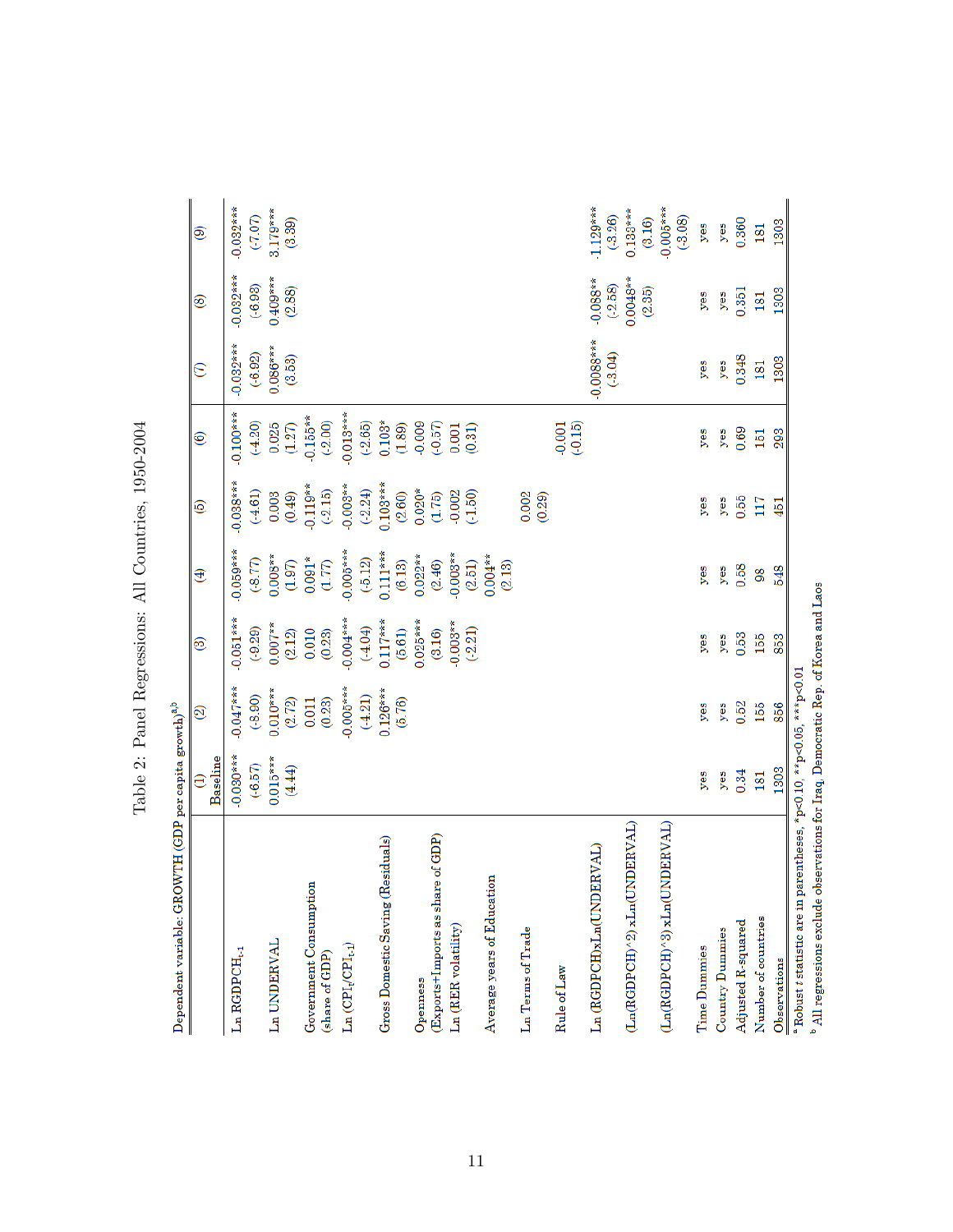# Table 2: Panel Regressions: All Countries, 1950-2004

Dependent variable: GROWTH (GDP per capita growth)[a,b]

| | (1) Baseline | (2) | (3) | (4) | (5) | (6) | (7) | (8) | (9) |
|---|---|---|---|---|---|---|---|---|---|
| Ln RGDPCH$_{t-1}$ | -0.030*** | -0.047*** | -0.051*** | -0.059*** | -0.038*** | -0.100*** | -0.032*** | -0.032*** | -0.032*** |
| | (-6.57) | (-8.90) | (-9.29) | (-8.77) | (-4.61) | (-4.20) | (-6.92) | (-6.98) | (-7.07) |
| Ln UNDERVAL | 0.015*** | 0.010*** | 0.007** | 0.008** | 0.003 | 0.025 | 0.086*** | 0.409*** | 3.179*** |
| | (4.44) | (2.72) | (2.12) | (1.97) | (0.49) | (1.27) | (3.53) | (2.88) | (3.39) |
| Government Consumption (share of GDP) | | 0.011 | 0.010 | 0.091* | -0.119** | -0.155** | | | |
| | | (0.23) | (0.23) | (1.77) | (-2.15) | (-2.00) | | | |
| Ln (CPI$_t$/CPI$_{t-1}$) | | -0.005*** | -0.004*** | -0.005*** | -0.003** | -0.013*** | | | |
| | | (-4.21) | (-4.04) | (-5.12) | (-2.24) | (-2.65) | | | |
| Gross Domestic Saving (Residuals) | | 0.126*** | 0.117*** | 0.111*** | 0.103*** | 0.103* | | | |
| | | (5.76) | (5.61) | (6.13) | (2.60) | (1.89) | | | |
| Openness (Exports+Imports as share of GDP) | | | 0.025*** | 0.022** | 0.020* | -0.009 | | | |
| | | | (3.16) | (2.46) | (1.75) | (-0.57) | | | |
| Ln (RER volatility) | | | -0.003** | -0.003** | -0.002 | 0.001 | | | |
| | | | (-2.21) | (2.51) | (-1.50) | (0.31) | | | |
| Average years of Education | | | | 0.004** | | | | | |
| | | | | (2.13) | | | | | |
| Ln Terms of Trade | | | | | 0.002 | | | | |
| | | | | | (0.29) | | | | |
| Rule of Law | | | | | | -0.001 | | | |
| | | | | | | (-0.15) | | | |
| Ln (RGDPCH)xLn(UNDERVAL) | | | | | | | -0.0088*** | -0.088** | -1.129*** |
| | | | | | | | (-3.04) | (-2.58) | (-3.26) |
| (Ln(RGDPCH)^2) xLn(UNDERVAL) | | | | | | | | 0.0048** | 0.133*** |
| | | | | | | | | (2.35) | (3.16) |
| (Ln(RGDPCH)^3) xLn(UNDERVAL) | | | | | | | | | -0.005*** |
| | | | | | | | | | (-3.08) |
| Time Dummies | yes | yes | yes | yes | yes | yes | yes | yes | yes |
| Country Dummies | yes | yes | yes | yes | yes | yes | yes | yes | yes |
| Adjusted R-squared | 0.34 | 0.52 | 0.53 | 0.58 | 0.55 | 0.69 | 0.348 | 0.351 | 0.360 |
| Number of countries | 181 | 155 | 155 | 98 | 117 | 151 | 181 | 181 | 181 |
| Observations | 1303 | 856 | 853 | 548 | 451 | 293 | 1303 | 1303 | 1303 |

[a] Robust $t$ statistic are in parentheses, *p<0.10, **p<0.05, ***p<0.01

[b] All regressions exclude observations for Iraq, Democratic Rep. of Korea and Laos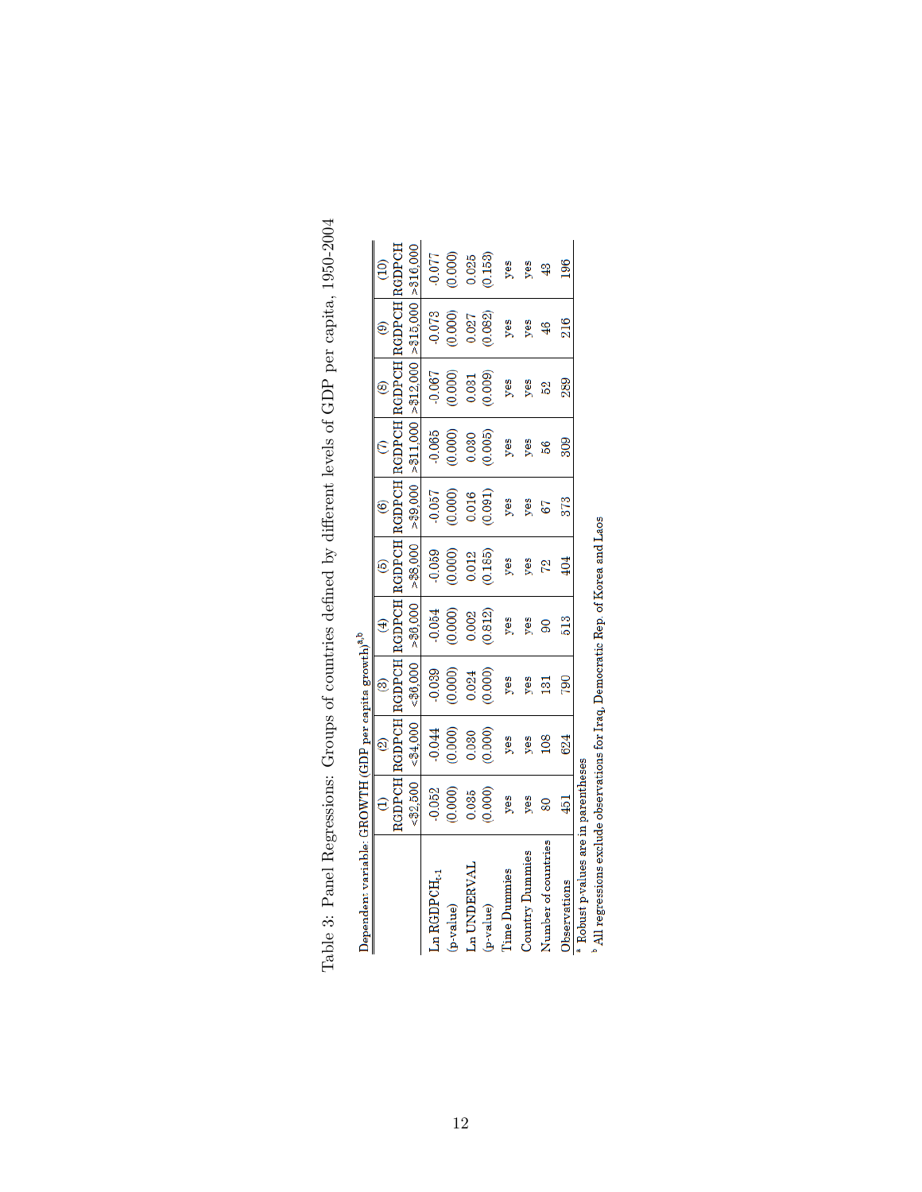Table 3: Panel Regressions: Groups of countries defined by different levels of GDP per capita, 1950-2004

Dependent variable: GROWTH (GDP per capita growth)[a,b]

| | (1) | (2) | (3) | (4) | (5) | (6) | (7) | (8) | (9) | (10) |
|---|---|---|---|---|---|---|---|---|---|---|
| | RGDPCH <\$2,500 | RGDPCH <\$4,000 | RGDPCH <\$6,000 | RGDPCH >\$6,000 | RGDPCH >\$8,000 | RGDPCH >\$9,000 | RGDPCH >\$11,000 | RGDPCH >\$12,000 | RGDPCH >\$15,000 | RGDPCH >\$16,000 |
| Ln $RGDPCH_{t-1}$ | -0.052 | -0.044 | -0.039 | -0.054 | -0.059 | -0.057 | -0.065 | -0.067 | -0.073 | -0.077 |
| (p-value) | (0.000) | (0.000) | (0.000) | (0.000) | (0.000) | (0.000) | (0.000) | (0.000) | (0.000) | (0.000) |
| Ln UNDERVAL | 0.035 | 0.030 | 0.024 | 0.002 | 0.012 | 0.016 | 0.030 | 0.031 | 0.027 | 0.025 |
| (p-value) | (0.000) | (0.000) | (0.000) | (0.812) | (0.185) | (0.091) | (0.005) | (0.009) | (0.082) | (0.153) |
| Time Dummies | yes | yes | yes | yes | yes | yes | yes | yes | yes | yes |
| Country Dummies | yes | yes | yes | yes | yes | yes | yes | yes | yes | yes |
| Number of countries | 80 | 108 | 131 | 90 | 72 | 67 | 56 | 52 | 46 | 43 |
| Observations | 451 | 624 | 790 | 513 | 404 | 373 | 309 | 289 | 216 | 196 |

[a] Robust p-values are in parentheses

[b] All regressions exclude observations for Iraq, Democratic Rep. of Korea and Laos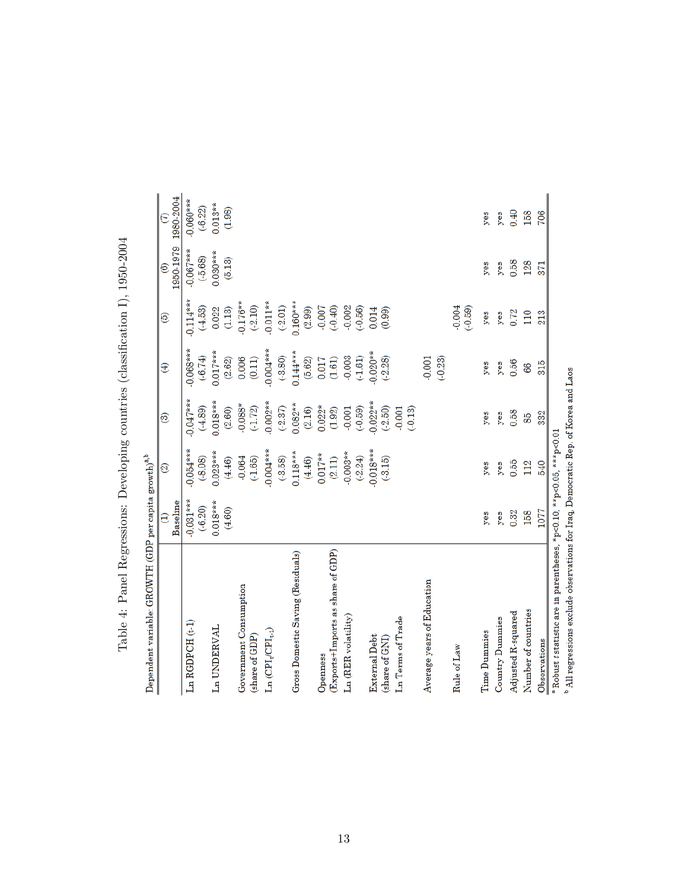# Table 4: Panel Regressions: Developing countries (classification I), 1950-2004

Dependent variable: GROWTH (GDP per capita growth)[a,b]

| | (1) Baseline | (2) | (3) | (4) | (5) | (6) 1950-1979 | (7) 1980-2004 |
|---|---|---|---|---|---|---|---|
| Ln RGDPCH (t-1) | -0.031*** | -0.054*** | -0.047*** | -0.068*** | -0.114*** | -0.067*** | -0.060*** |
| | (-6.20) | (-8.08) | (-4.89) | (-6.74) | (-4.53) | (-5.68) | (-6.22) |
| Ln UNDERVAL | 0.018*** | 0.023*** | 0.018*** | 0.017*** | 0.022 | 0.030*** | 0.013** |
| | (4.60) | (4.46) | (2.60) | (2.62) | (1.13) | (5.13) | (1.98) |
| Government Consumption (share of GDP) | | -0.064 | -0.088* | 0.006 | -0.176** | | |
| | | (-1.65) | (-1.72) | (0.11) | (-2.10) | | |
| Ln ($CPI_t/CPI_{t-1}$) | | -0.004*** | -0.002** | -0.004*** | -0.011** | | |
| | | (-3.58) | (-2.37) | (-3.80) | (-2.01) | | |
| Gross Domestic Saving (Residuals) | | 0.118*** | 0.082** | 0.144*** | 0.160*** | | |
| | | (4.46) | (2.16) | (5.62) | (2.99) | | |
| Openness (Exports+Imports as share of GDP) | | 0.017** | 0.022* | 0.017 | -0.007 | | |
| | | (2.11) | (1.92) | (1.61) | (-0.40) | | |
| Ln (RER volatility) | | -0.003** | -0.001 | -0.003 | -0.002 | | |
| | | (-2.24) | (-0.59) | (-1.61) | (-0.56) | | |
| External Debt (share of GNI) | | -0.018*** | -0.022** | -0.020** | 0.014 | | |
| | | (-3.15) | (-2.50) | (-2.28) | (0.99) | | |
| Ln Terms of Trade | | | -0.001 | | | | |
| | | | (-0.13) | | | | |
| Average years of Education | | | | 0.001 | | | |
| | | | | (-0.23) | | | |
| Rule of Law | | | | | -0.004 | | |
| | | | | | (-0.59) | | |
| Time Dummies | yes | yes | yes | yes | yes | yes | yes |
| Country Dummies | yes | yes | yes | yes | yes | yes | yes |
| Adjusted R-squared | 0.32 | 0.55 | 0.58 | 0.56 | 0.72 | 0.58 | 0.40 |
| Number of countries | 158 | 112 | 85 | 66 | 110 | 128 | 158 |
| Observations | 1077 | 540 | 332 | 315 | 213 | 371 | 706 |

[a] Robust *t* statistic are in parentheses, *p<0.10, **p<0.05, ***p<0.01

[b] All regressions exclude observations for Iraq, Democratic Rep. of Korea and Laos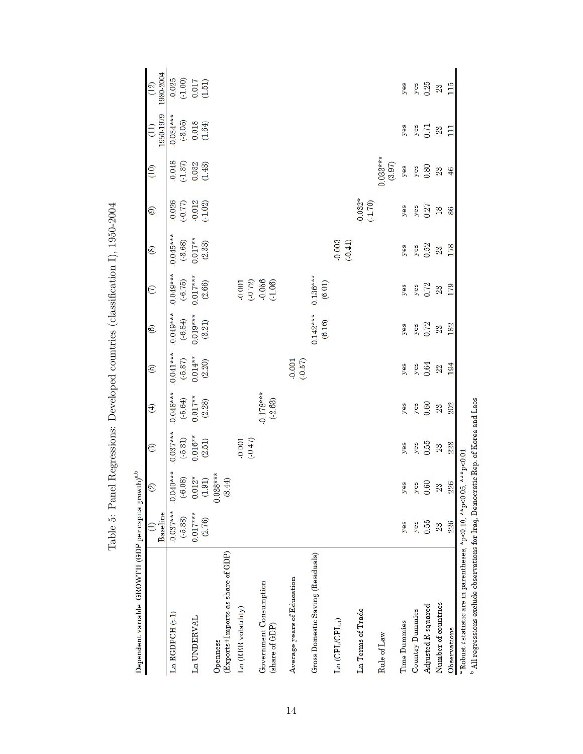# Table 5: Panel Regressions: Developed countries (classification I), 1950-2004

Dependent variable: GROWTH (GDP per capita growth)[a,b]

| | (1) Baseline | (2) | (3) | (4) | (5) | (6) | (7) | (8) | (9) | (10) | (11) 1950-1979 | (12) 1980-2004 |
|---|---|---|---|---|---|---|---|---|---|---|---|---|
| Ln RGDPCH (t-1) | -0.037*** | -0.040*** | -0.037*** | -0.048*** | -0.041*** | -0.049*** | -0.049*** | -0.045*** | -0.026 | -0.048 | -0.034*** | -0.025 |
| | (-5.38) | (-6.08) | (-5.31) | (-5.64) | (-5.87) | (-6.84) | (-6.75) | (-3.68) | (-0.77) | (-1.37) | (-3.05) | (-1.00) |
| Ln UNDERVAL | 0.017*** | 0.012* | 0.016** | 0.017** | 0.014** | 0.019*** | 0.017*** | 0.017** | -0.012 | 0.032 | 0.018 | 0.017 |
| | (2.76) | (1.91) | (2.51) | (2.28) | (2.20) | (3.21) | (2.66) | (2.33) | (-1.02) | (1.43) | (1.64) | (1.51) |
| Openness (Exports+Imports as share of GDP) | | 0.038*** | | | | | | | | | | |
| | | (3.44) | | | | | | | | | | |
| Ln (RER volatility) | | | -0.001 | | | | -0.001 | | | | | |
| | | | (-0.47) | | | | (-0.72) | | | | | |
| Government Consumption (share of GDP) | | | | -0.178*** | | | -0.056 | | | | | |
| | | | | (-2.63) | | | (-1.06) | | | | | |
| Average years of Education | | | | | -0.001 | | | | | | | |
| | | | | | (-0.57) | | | | | | | |
| Gross Domestic Saving (Residuals) | | | | | | 0.142*** | 0.136*** | | | | | |
| | | | | | | (6.16) | (6.01) | | | | | |
| Ln ($CPI_t/CPI_{t-1}$) | | | | | | | | -0.003 | | | | |
| | | | | | | | | (-0.41) | | | | |
| Ln Terms of Trade | | | | | | | | | -0.032* | | | |
| | | | | | | | | | (-1.70) | | | |
| Rule of Law | | | | | | | | | | 0.033*** | | |
| | | | | | | | | | | (3.97) | | |
| Time Dummies | yes | yes | yes | yes | yes | yes | yes | yes | yes | yes | yes | yes |
| Country Dummies | yes | yes | yes | yes | yes | yes | yes | yes | yes | yes | yes | yes |
| Adjusted R-squared | 0.55 | 0.60 | 0.55 | 0.60 | 0.64 | 0.72 | 0.72 | 0.52 | 0.27 | 0.80 | 0.71 | 0.25 |
| Number of countries | 23 | 23 | 23 | 23 | 22 | 23 | 23 | 23 | 18 | 23 | 23 | 23 |
| Observations | 226 | 226 | 223 | 202 | 194 | 182 | 179 | 178 | 86 | 46 | 111 | 115 |

[a] Robust $t$ statistic are in parentheses, *p<0.10, **p<0.05, ***p<0.01

[b] All regressions exclude observations for Iraq, Democratic Rep. of Korea and Laos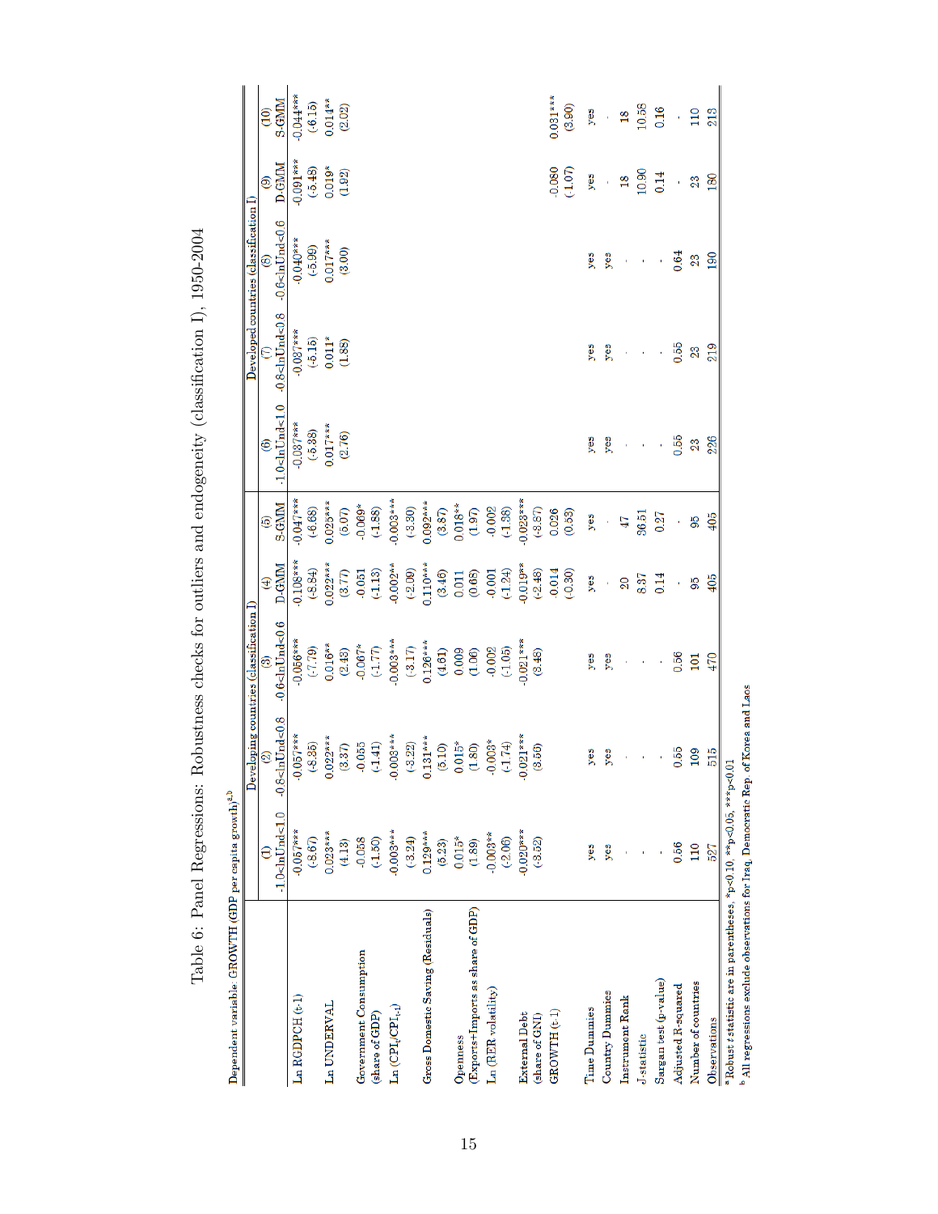# Table 6: Panel Regressions: Robustness checks for outliers and endogeneity (classification I), 1950-2004

Dependent variable: GROWTH (GDP per capita growth)[a,b]

| | Developing countries (classification I) | | | | | Developed countries (classification I) | | | | |
|---|---|---|---|---|---|---|---|---|---|---|
| | (1) | (2) | (3) | (4) | (5) | (6) | (7) | (8) | (9) | (10) |
| | -1.0<lnUnd<1.0 | -0.8<lnUnd<0.8 | -0.6<lnUnd<0.6 | D-GMM | S-GMM | -1.0<lnUnd<1.0 | -0.8<lnUnd<0.8 | -0.6<lnUnd<0.6 | D-GMM | S-GMM |
| Ln RGDPCH (t-1) | -0.057*** | -0.057*** | -0.056*** | -0.106*** | -0.047*** | -0.037*** | -0.037*** | -0.040*** | -0.091*** | -0.044*** |
| | (-8.67) | (-8.35) | (-7.79) | (-8.84) | (-6.68) | (-5.38) | (-5.16) | (-5.99) | (-5.48) | (-6.15) |
| Ln UNDERVAL | 0.023*** | 0.022*** | 0.016** | 0.022*** | 0.025*** | 0.017*** | 0.011* | 0.017*** | 0.019* | 0.014** |
| | (4.13) | (3.37) | (2.43) | (3.77) | (5.07) | (2.76) | (1.88) | (3.00) | (1.92) | (2.02) |
| Government Consumption (share of GDP) | -0.058 | -0.055 | -0.067* | -0.051 | -0.069* | | | | | |
| | (-1.50) | (-1.41) | (-1.77) | (-1.13) | (-1.88) | | | | | |
| Ln ($CPI_t/CPI_{t-1}$) | -0.003*** | -0.003*** | -0.003*** | -0.002** | -0.003*** | | | | | |
| | (-3.24) | (-3.22) | (-3.17) | (-2.09) | (-3.30) | | | | | |
| Gross Domestic Saving (Residuals) | 0.129*** | 0.131*** | 0.126*** | 0.110*** | 0.092*** | | | | | |
| | (5.23) | (5.10) | (4.61) | (3.46) | (3.87) | | | | | |
| Openness (Exports+Imports as share of GDP) | 0.015* | 0.015* | 0.009 | 0.011 | 0.018** | | | | | |
| | (1.89) | (1.80) | (1.06) | (0.65) | (1.97) | | | | | |
| Ln (RER volatility) | -0.003** | -0.003* | -0.002 | -0.001 | -0.002 | | | | | |
| | (-2.06) | (-1.74) | (-1.05) | (-1.24) | (-1.38) | | | | | |
| External Debt (share of GNI) | -0.020*** | -0.021*** | -0.021*** | -0.019** | -0.023*** | | | | | |
| | (-3.52) | (3.56) | (3.48) | (-2.48) | (-3.87) | | | | | |
| GROWTH (t-1) | | | | -0.014 | 0.026 | | | | -0.080 | 0.031*** |
| | | | | (-0.30) | (0.53) | | | | (-1.07) | (3.90) |
| Time Dummies | yes | yes | yes | yes | yes | yes | yes | yes | yes | yes |
| Country Dummies | yes | yes | yes | - | - | yes | yes | yes | - | - |
| Instrument Rank | - | - | - | 20 | 47 | - | - | - | 18 | 18 |
| J-statistic | - | - | - | 8.37 | 36.51 | - | - | - | 10.90 | 10.56 |
| Sargan test (p-value) | - | - | - | 0.14 | 0.27 | - | - | - | 0.14 | 0.16 |
| Adjusted R-squared | 0.56 | 0.55 | 0.56 | - | - | 0.55 | 0.55 | 0.64 | - | - |
| Number of countries | 110 | 109 | 101 | 95 | 95 | 23 | 23 | 23 | 23 | 110 |
| Observations | 527 | 515 | 470 | 405 | 405 | 226 | 219 | 190 | 180 | 213 |

[a] Robust t statistic are in parentheses, *p<0.10, **p<0.05, ***p<0.01

[b] All regressions exclude observations for Iraq, Democratic Rep. of Korea and Laos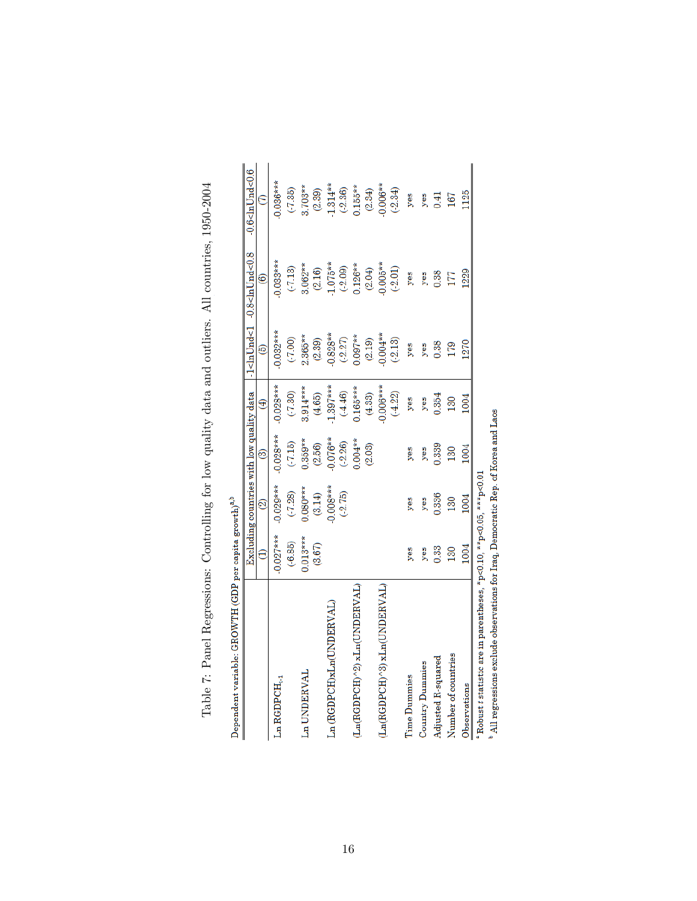# Table 7: Panel Regressions: Controlling for low quality data and outliers. All countries, 1950-2004

Dependent variable: GROWTH (GDP per capita growth)[a,b]

| | Excluding countries with low quality data | | | | -1<lnUnd<1 | -0.8<lnUnd<0.8 | -0.6<lnUnd<0.6 |
|---|---|---|---|---|---|---|---|
| | (1) | (2) | (3) | (4) | (5) | (6) | (7) |
| Ln RGDPCH$_{-1}$ | -0.027*** | -0.029*** | -0.028*** | -0.028*** | -0.032*** | -0.033*** | -0.036*** |
| | (-6.85) | (-7.28) | (-7.15) | (-7.30) | (-7.00) | (-7.13) | (-7.35) |
| Ln UNDERVAL | 0.013*** | 0.080*** | 0.359** | 3.914*** | 2.365** | 3.062** | 3.703** |
| | (3.67) | (3.14) | (2.56) | (4.65) | (2.39) | (2.16) | (2.39) |
| Ln (RGDPCH)xLn(UNDERVAL) | | -0.008*** | -0.076** | -1.397*** | -0.828** | -1.075** | -1.314** |
| | | (-2.75) | (-2.26) | (-4.46) | (-2.27) | (-2.09) | (-2.36) |
| (Ln(RGDPCH)^2) xLn(UNDERVAL) | | | 0.004** | 0.165*** | 0.097** | 0.126** | 0.155** |
| | | | (2.03) | (4.33) | (2.19) | (2.04) | (2.34) |
| (Ln(RGDPCH)^3) xLn(UNDERVAL) | | | | -0.006*** | -0.004** | -0.005** | -0.006** |
| | | | | (-4.22) | (-2.13) | (-2.01) | (-2.34) |
| Time Dummies | yes | yes | yes | yes | yes | yes | yes |
| Country Dummies | yes | yes | yes | yes | yes | yes | yes |
| Adjusted R-squared | 0.33 | 0.336 | 0.339 | 0.354 | 0.38 | 0.38 | 0.41 |
| Number of countries | 130 | 130 | 130 | 130 | 179 | 177 | 167 |
| Observations | 1004 | 1004 | 1004 | 1004 | 1270 | 1229 | 1125 |

[a] Robust *t* statistic are in parentheses, *p<0.10, **p<0.05, ***p<0.01

[b] All regressions exclude observations for Iraq, Democratic Rep. of Korea and Laos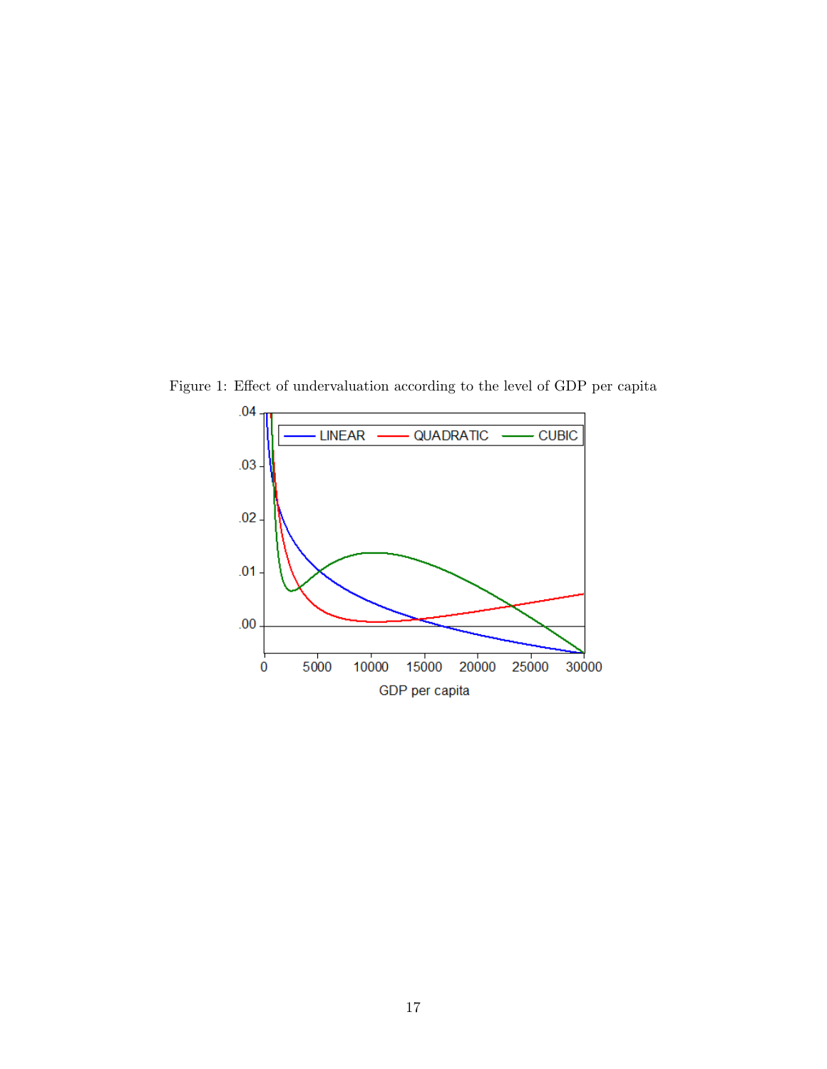Figure 1: Effect of undervaluation according to the level of GDP per capita

.04
.03
.02
.01
.00

LINEAR QUADRATIC CUBIC

0 5000 10000 15000 20000 25000 30000

GDP per capita